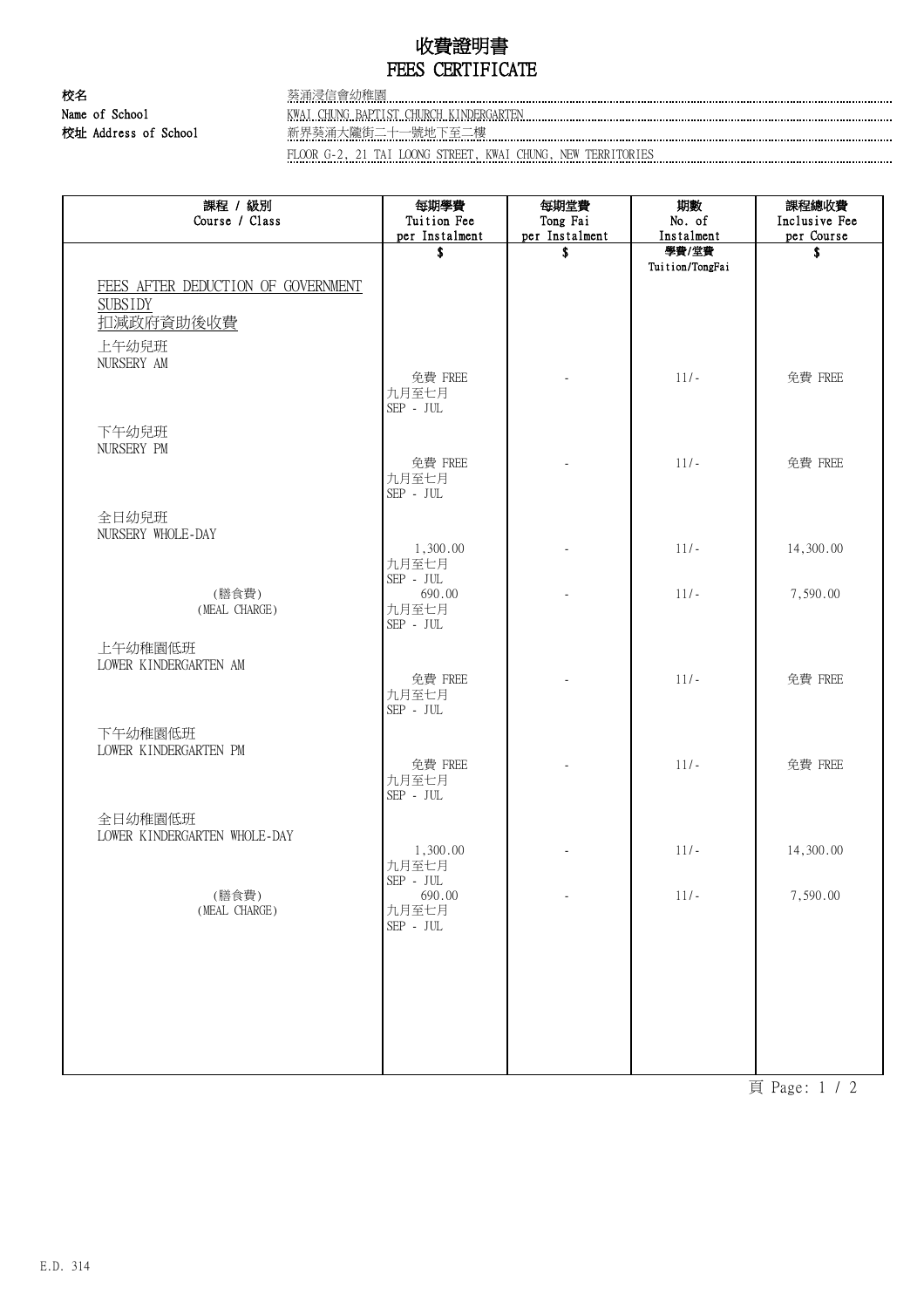# 收費證明書
# FEES CERTIFICATE

**校名**
**Name of School** 葵涌浸信會幼稚園
KWAI CHUNG BAPTIST CHURCH KINDERGARTEN
**校址 Address of School** 新界葵涌大隴街二十一號地下至二樓
FLOOR G-2, 21 TAI LOONG STREET, KWAI CHUNG, NEW TERRITORIES

| 課程 / 級別<br>Course / Class | 每期學費<br>Tuition Fee<br>per Instalment<br>$ | 每期堂費<br>Tong Fai<br>per Instalment<br>$ | 期數<br>No. of<br>Instalment<br>學費/堂費<br>Tuition/TongFai | 課程總收費<br>Inclusive Fee<br>per Course<br>$ |
|---|---|---|---|---|
| FEES AFTER DEDUCTION OF GOVERNMENT SUBSIDY<br>扣減政府資助後收費 | | | | |
| 上午幼兒班<br>NURSERY AM | 免費 FREE<br>九月至七月<br>SEP - JUL | - | 11/- | 免費 FREE |
| 下午幼兒班<br>NURSERY PM | 免費 FREE<br>九月至七月<br>SEP - JUL | - | 11/- | 免費 FREE |
| 全日幼兒班<br>NURSERY WHOLE-DAY | 1,300.00<br>九月至七月<br>SEP - JUL | - | 11/- | 14,300.00 |
| (膳食費)<br>(MEAL CHARGE) | 690.00<br>九月至七月<br>SEP - JUL | - | 11/- | 7,590.00 |
| 上午幼稚園低班<br>LOWER KINDERGARTEN AM | 免費 FREE<br>九月至七月<br>SEP - JUL | - | 11/- | 免費 FREE |
| 下午幼稚園低班<br>LOWER KINDERGARTEN PM | 免費 FREE<br>九月至七月<br>SEP - JUL | - | 11/- | 免費 FREE |
| 全日幼稚園低班<br>LOWER KINDERGARTEN WHOLE-DAY | 1,300.00<br>九月至七月<br>SEP - JUL | - | 11/- | 14,300.00 |
| (膳食費)<br>(MEAL CHARGE) | 690.00<br>九月至七月<br>SEP - JUL | - | 11/- | 7,590.00 |

E.D. 314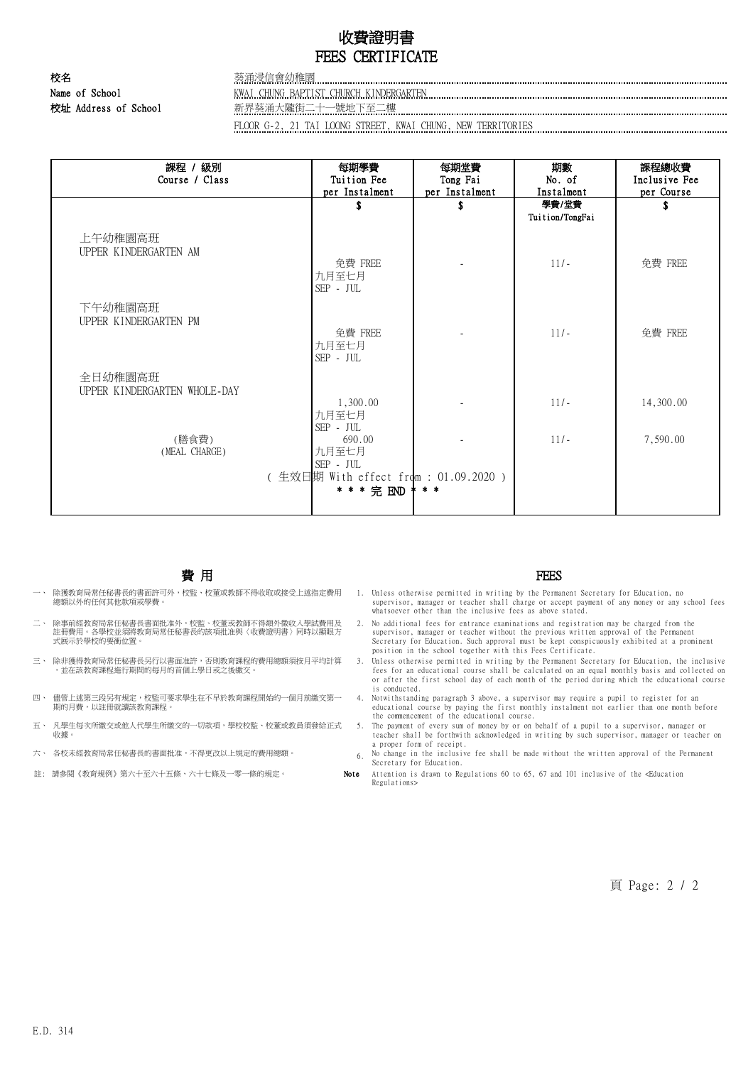# 收費證明書
# FEES CERTIFICATE

校名
Name of School: 葵涌浸信會幼稚園 KWAI CHUNG BAPTIST CHURCH KINDERGARTEN

校址 Address of School: 新界葵涌大隴街二十一號地下至二樓 FLOOR G-2, 21 TAI LOONG STREET, KWAI CHUNG, NEW TERRITORIES

| 課程 / 級別 Course / Class | 每期學費 Tuition Fee per Instalment | 每期堂費 Tong Fai per Instalment | 期數 No. of Instalment | 課程總收費 Inclusive Fee per Course |
|---|---|---|---|---|
| | $ | $ | 學費/堂費 Tuition/TongFai | $ |
| 上午幼稚園高班 UPPER KINDERGARTEN AM | 免費 FREE 九月至七月 SEP - JUL | - | 11/- | 免費 FREE |
| 下午幼稚園高班 UPPER KINDERGARTEN PM | 免費 FREE 九月至七月 SEP - JUL | - | 11/- | 免費 FREE |
| 全日幼稚園高班 UPPER KINDERGARTEN WHOLE-DAY | 1,300.00 九月至七月 SEP - JUL | - | 11/- | 14,300.00 |
| (膳食費) (MEAL CHARGE) | 690.00 九月至七月 SEP - JUL | - | 11/- | 7,590.00 |

( 生效日期 With effect from : 01.09.2020 )

* * * 完 END * * *

## 費 用

一、 除獲教育局常任秘書長的書面許可外，校監、校董或教師不得收取或接受上述指定費用總額以外的任何其他款項或學費。

二、 除事前經教育局常任秘書長書面批准外，校監、校董或教師不得額外徵收入學試費用及註冊費用。各學校並須將教育局常任秘書長的該項批准與〈收費證明書〉同時以顯眼方式展示於學校的要衝位置。

三、 除非獲得教育局常任秘書長另行以書面准許，否則教育課程的費用總額須按月平均計算，並在該教育課程進行期間的每月的首個上學日或之後繳交。

四、 儘管上述第三段另有規定，校監可要求學生在不早於教育課程開始的一個月前繳交第一期的月費，以註冊就讀該教育課程。

五、 凡學生每次所繳交或他人代學生所繳交的一切款項，學校校監、校董或教員須發給正式收據。

六、 各校未經教育局常任秘書長的書面批准，不得更改以上規定的費用總額。

註: 請參閱《教育規例》第六十至六十五條、六十七條及一零一條的規定。

## FEES

1. Unless otherwise permitted in writing by the Permanent Secretary for Education, no supervisor, manager or teacher shall charge or accept payment of any money or any school fees whatsoever other than the inclusive fees as above stated.
2. No additional fees for entrance examinations and registration may be charged from the supervisor, manager or teacher without the previous written approval of the Permanent Secretary for Education. Such approval must be kept conspicuously exhibited at a prominent position in the school together with this Fees Certificate.
3. Unless otherwise permitted in writing by the Permanent Secretary for Education, the inclusive fees for an educational course shall be calculated on an equal monthly basis and collected on or after the first school day of each month of the period during which the educational course is conducted.
4. Notwithstanding paragraph 3 above, a supervisor may require a pupil to register for an educational course by paying the first monthly instalment not earlier than one month before the commencement of the educational course.
5. The payment of every sum of money by or on behalf of a pupil to a supervisor, manager or teacher shall be forthwith acknowledged in writing by such supervisor, manager or teacher on a proper form of receipt.
6. No change in the inclusive fee shall be made without the written approval of the Permanent Secretary for Education.

Note: Attention is drawn to Regulations 60 to 65, 67 and 101 inclusive of the <Education Regulations>

E.D. 314